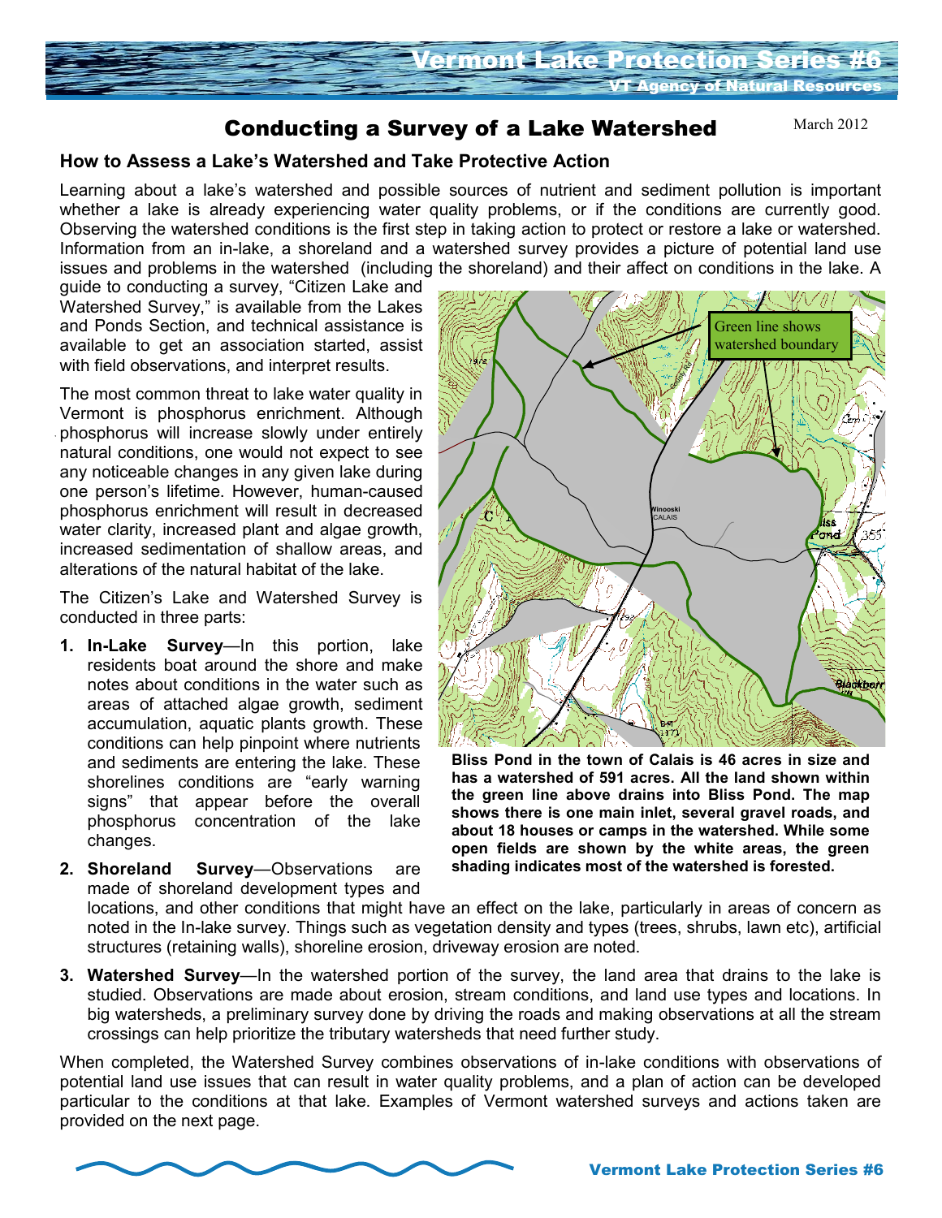# Conducting a Survey of a Lake Watershed

March 2012

## How to Assess a Lake's Watershed and Take Protective Action

Learning about a lake's watershed and possible sources of nutrient and sediment pollution is important whether a lake is already experiencing water quality problems, or if the conditions are currently good. Observing the watershed conditions is the first step in taking action to protect or restore a lake or watershed. Information from an in-lake, a shoreland and a watershed survey provides a picture of potential land use issues and problems in the watershed (including the shoreland) and their affect on conditions in the lake. A guide to conducting a survey, "Citizen Lake and Watershed Survey," is available from the Lakes and Ponds Section, and technical assistance is available to get an association started, assist with field observations, and interpret results.

The most common threat to lake water quality in Vermont is phosphorus enrichment. Although phosphorus will increase slowly under entirely natural conditions, one would not expect to see any noticeable changes in any given lake during one person's lifetime. However, human-caused phosphorus enrichment will result in decreased water clarity, increased plant and algae growth, increased sedimentation of shallow areas, and alterations of the natural habitat of the lake.

The Citizen's Lake and Watershed Survey is conducted in three parts:

1. **In-Lake Survey**—In this portion, lake residents boat around the shore and make notes about conditions in the water such as areas of attached algae growth, sediment accumulation, aquatic plants growth. These conditions can help pinpoint where nutrients and sediments are entering the lake. These shorelines conditions are "early warning signs" that appear before the overall phosphorus concentration of the lake changes.
2. **Shoreland Survey**—Observations are made of shoreland development types and locations, and other conditions that might have an effect on the lake, particularly in areas of concern as noted in the In-lake survey. Things such as vegetation density and types (trees, shrubs, lawn etc), artificial structures (retaining walls), shoreline erosion, driveway erosion are noted.
3. **Watershed Survey**—In the watershed portion of the survey, the land area that drains to the lake is studied. Observations are made about erosion, stream conditions, and land use types and locations. In big watersheds, a preliminary survey done by driving the roads and making observations at all the stream crossings can help prioritize the tributary watersheds that need further study.

Green line shows watershed boundary

**Bliss Pond in the town of Calais is 46 acres in size and has a watershed of 591 acres. All the land shown within the green line above drains into Bliss Pond. The map shows there is one main inlet, several gravel roads, and about 18 houses or camps in the watershed. While some open fields are shown by the white areas, the green shading indicates most of the watershed is forested.**

When completed, the Watershed Survey combines observations of in-lake conditions with observations of potential land use issues that can result in water quality problems, and a plan of action can be developed particular to the conditions at that lake. Examples of Vermont watershed surveys and actions taken are provided on the next page.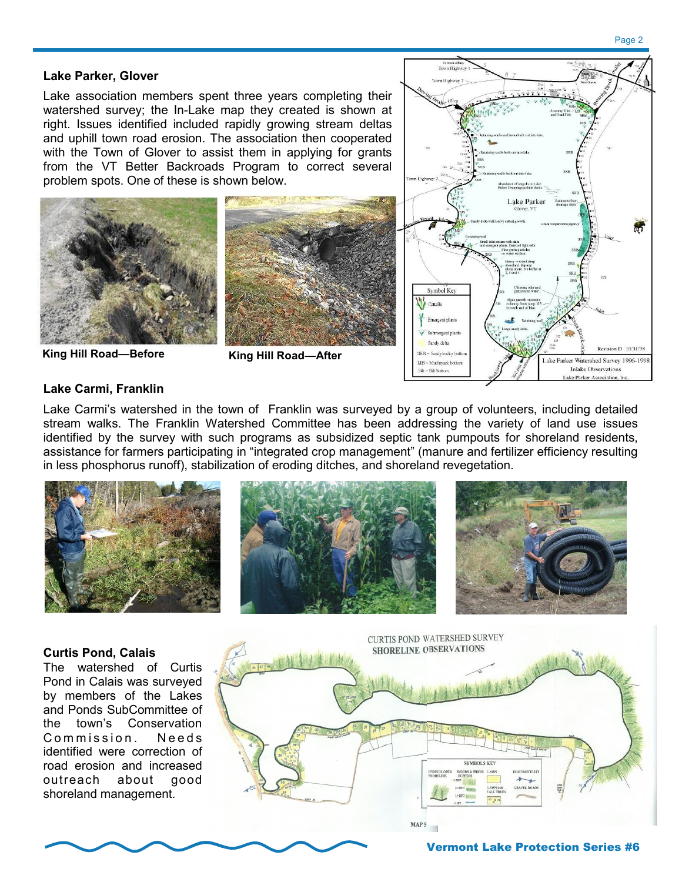## Lake Parker, Glover

Lake association members spent three years completing their watershed survey; the In-Lake map they created is shown at right. Issues identified included rapidly growing stream deltas and uphill town road erosion. The association then cooperated with the Town of Glover to assist them in applying for grants from the VT Better Backroads Program to correct several problem spots. One of these is shown below.

King Hill Road—Before

King Hill Road—After

## Lake Carmi, Franklin

Lake Carmi's watershed in the town of Franklin was surveyed by a group of volunteers, including detailed stream walks. The Franklin Watershed Committee has been addressing the variety of land use issues identified by the survey with such programs as subsidized septic tank pumpouts for shoreland residents, assistance for farmers participating in "integrated crop management" (manure and fertilizer efficiency resulting in less phosphorus runoff), stabilization of eroding ditches, and shoreland revegetation.

## Curtis Pond, Calais

The watershed of Curtis Pond in Calais was surveyed by members of the Lakes and Ponds SubCommittee of the town's Conservation Commission. Needs identified were correction of road erosion and increased outreach about good shoreland management.